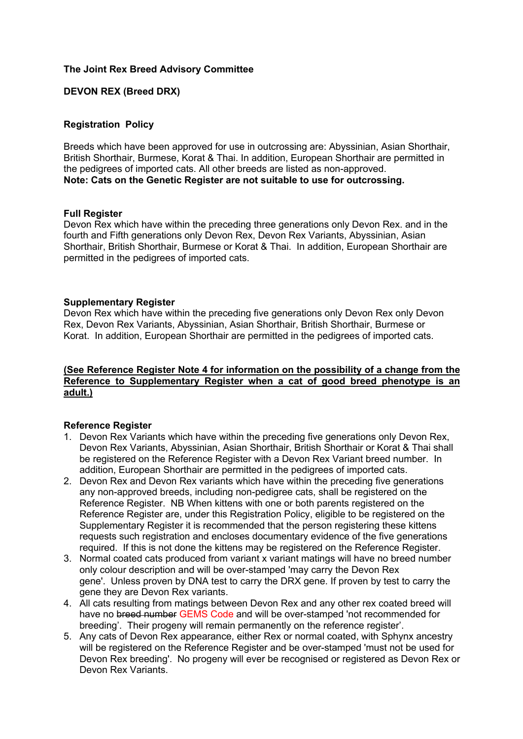**The Joint Rex Breed Advisory Committee**

**DEVON REX (Breed DRX)**

**Registration Policy**

Breeds which have been approved for use in outcrossing are: Abyssinian, Asian Shorthair, British Shorthair, Burmese, Korat & Thai. In addition, European Shorthair are permitted in the pedigrees of imported cats. All other breeds are listed as non-approved.
**Note: Cats on the Genetic Register are not suitable to use for outcrossing.**

**Full Register**
Devon Rex which have within the preceding three generations only Devon Rex. and in the fourth and Fifth generations only Devon Rex, Devon Rex Variants, Abyssinian, Asian Shorthair, British Shorthair, Burmese or Korat & Thai. In addition, European Shorthair are permitted in the pedigrees of imported cats.

**Supplementary Register**
Devon Rex which have within the preceding five generations only Devon Rex only Devon Rex, Devon Rex Variants, Abyssinian, Asian Shorthair, British Shorthair, Burmese or Korat. In addition, European Shorthair are permitted in the pedigrees of imported cats.

**(See Reference Register Note 4 for information on the possibility of a change from the Reference to Supplementary Register when a cat of good breed phenotype is an adult.)**

**Reference Register**

1. Devon Rex Variants which have within the preceding five generations only Devon Rex, Devon Rex Variants, Abyssinian, Asian Shorthair, British Shorthair or Korat & Thai shall be registered on the Reference Register with a Devon Rex Variant breed number. In addition, European Shorthair are permitted in the pedigrees of imported cats.
2. Devon Rex and Devon Rex variants which have within the preceding five generations any non-approved breeds, including non-pedigree cats, shall be registered on the Reference Register. NB When kittens with one or both parents registered on the Reference Register are, under this Registration Policy, eligible to be registered on the Supplementary Register it is recommended that the person registering these kittens requests such registration and encloses documentary evidence of the five generations required. If this is not done the kittens may be registered on the Reference Register.
3. Normal coated cats produced from variant x variant matings will have no breed number only colour description and will be over-stamped 'may carry the Devon Rex gene'. Unless proven by DNA test to carry the DRX gene. If proven by test to carry the gene they are Devon Rex variants.
4. All cats resulting from matings between Devon Rex and any other rex coated breed will have no ~~breed number~~ GEMS Code and will be over-stamped 'not recommended for breeding'. Their progeny will remain permanently on the reference register'.
5. Any cats of Devon Rex appearance, either Rex or normal coated, with Sphynx ancestry will be registered on the Reference Register and be over-stamped 'must not be used for Devon Rex breeding'. No progeny will ever be recognised or registered as Devon Rex or Devon Rex Variants.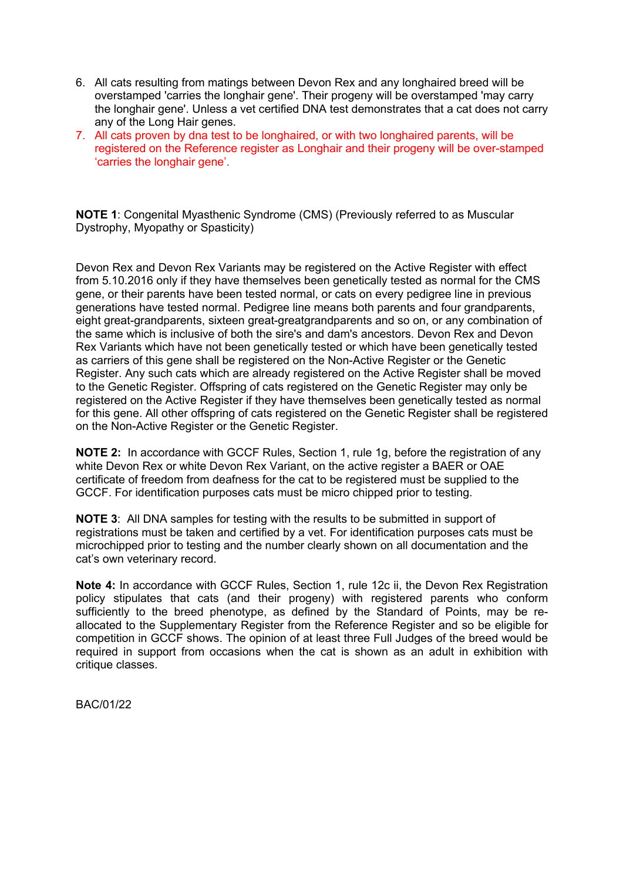6. All cats resulting from matings between Devon Rex and any longhaired breed will be overstamped 'carries the longhair gene'. Their progeny will be overstamped 'may carry the longhair gene'. Unless a vet certified DNA test demonstrates that a cat does not carry any of the Long Hair genes.
7. All cats proven by dna test to be longhaired, or with two longhaired parents, will be registered on the Reference register as Longhair and their progeny will be over-stamped 'carries the longhair gene'.

**NOTE 1**: Congenital Myasthenic Syndrome (CMS) (Previously referred to as Muscular Dystrophy, Myopathy or Spasticity)

Devon Rex and Devon Rex Variants may be registered on the Active Register with effect from 5.10.2016 only if they have themselves been genetically tested as normal for the CMS gene, or their parents have been tested normal, or cats on every pedigree line in previous generations have tested normal. Pedigree line means both parents and four grandparents, eight great-grandparents, sixteen great-greatgrandparents and so on, or any combination of the same which is inclusive of both the sire's and dam's ancestors. Devon Rex and Devon Rex Variants which have not been genetically tested or which have been genetically tested as carriers of this gene shall be registered on the Non-Active Register or the Genetic Register. Any such cats which are already registered on the Active Register shall be moved to the Genetic Register. Offspring of cats registered on the Genetic Register may only be registered on the Active Register if they have themselves been genetically tested as normal for this gene. All other offspring of cats registered on the Genetic Register shall be registered on the Non-Active Register or the Genetic Register.

**NOTE 2:** In accordance with GCCF Rules, Section 1, rule 1g, before the registration of any white Devon Rex or white Devon Rex Variant, on the active register a BAER or OAE certificate of freedom from deafness for the cat to be registered must be supplied to the GCCF. For identification purposes cats must be micro chipped prior to testing.

**NOTE 3**: All DNA samples for testing with the results to be submitted in support of registrations must be taken and certified by a vet. For identification purposes cats must be microchipped prior to testing and the number clearly shown on all documentation and the cat's own veterinary record.

**Note 4:** In accordance with GCCF Rules, Section 1, rule 12c ii, the Devon Rex Registration policy stipulates that cats (and their progeny) with registered parents who conform sufficiently to the breed phenotype, as defined by the Standard of Points, may be re-allocated to the Supplementary Register from the Reference Register and so be eligible for competition in GCCF shows. The opinion of at least three Full Judges of the breed would be required in support from occasions when the cat is shown as an adult in exhibition with critique classes.

BAC/01/22